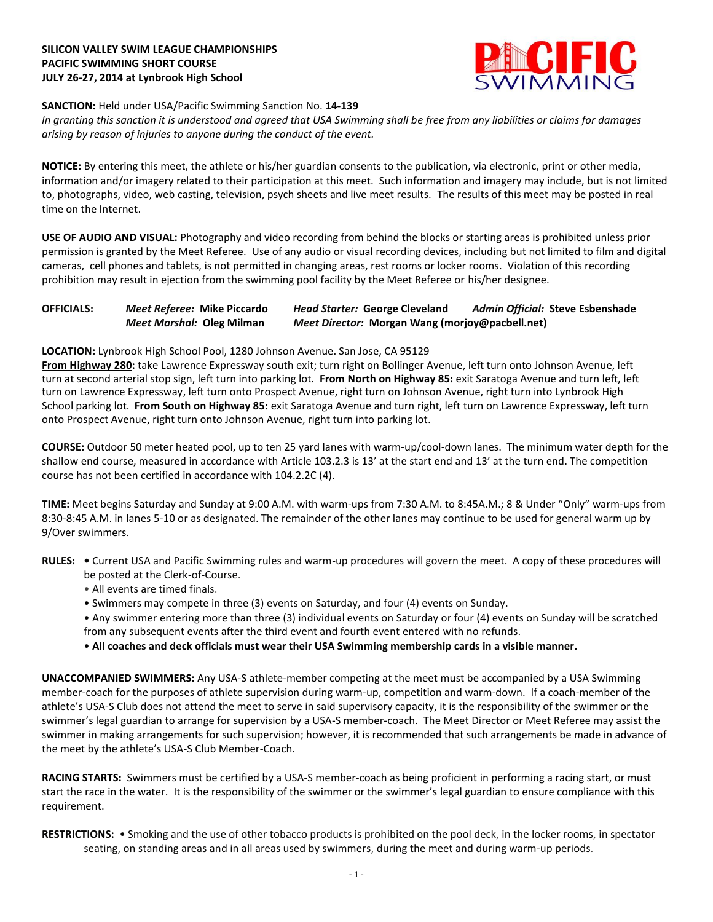**SILICON VALLEY SWIM LEAGUE CHAMPIONSHIPS**
**PACIFIC SWIMMING SHORT COURSE**
**JULY 26-27, 2014 at Lynbrook High School**

**SANCTION:** Held under USA/Pacific Swimming Sanction No. **14-139**
*In granting this sanction it is understood and agreed that USA Swimming shall be free from any liabilities or claims for damages arising by reason of injuries to anyone during the conduct of the event.*

**NOTICE:** By entering this meet, the athlete or his/her guardian consents to the publication, via electronic, print or other media, information and/or imagery related to their participation at this meet. Such information and imagery may include, but is not limited to, photographs, video, web casting, television, psych sheets and live meet results. The results of this meet may be posted in real time on the Internet.

**USE OF AUDIO AND VISUAL:** Photography and video recording from behind the blocks or starting areas is prohibited unless prior permission is granted by the Meet Referee. Use of any audio or visual recording devices, including but not limited to film and digital cameras, cell phones and tablets, is not permitted in changing areas, rest rooms or locker rooms. Violation of this recording prohibition may result in ejection from the swimming pool facility by the Meet Referee or his/her designee.

**OFFICIALS:** *Meet Referee:* **Mike Piccardo** *Head Starter:* **George Cleveland** *Admin Official:* **Steve Esbenshade**
*Meet Marshal:* **Oleg Milman** *Meet Director:* **Morgan Wang (morjoy@pacbell.net)**

**LOCATION:** Lynbrook High School Pool, 1280 Johnson Avenue. San Jose, CA 95129
**From Highway 280:** take Lawrence Expressway south exit; turn right on Bollinger Avenue, left turn onto Johnson Avenue, left turn at second arterial stop sign, left turn into parking lot. **From North on Highway 85:** exit Saratoga Avenue and turn left, left turn on Lawrence Expressway, left turn onto Prospect Avenue, right turn on Johnson Avenue, right turn into Lynbrook High School parking lot. **From South on Highway 85:** exit Saratoga Avenue and turn right, left turn on Lawrence Expressway, left turn onto Prospect Avenue, right turn onto Johnson Avenue, right turn into parking lot.

**COURSE:** Outdoor 50 meter heated pool, up to ten 25 yard lanes with warm-up/cool-down lanes. The minimum water depth for the shallow end course, measured in accordance with Article 103.2.3 is 13' at the start end and 13' at the turn end. The competition course has not been certified in accordance with 104.2.2C (4).

**TIME:** Meet begins Saturday and Sunday at 9:00 A.M. with warm-ups from 7:30 A.M. to 8:45A.M.; 8 & Under "Only" warm-ups from 8:30-8:45 A.M. in lanes 5-10 or as designated. The remainder of the other lanes may continue to be used for general warm up by 9/Over swimmers.

**RULES:**
- Current USA and Pacific Swimming rules and warm-up procedures will govern the meet. A copy of these procedures will be posted at the Clerk-of-Course.
- All events are timed finals.
- Swimmers may compete in three (3) events on Saturday, and four (4) events on Sunday.
- Any swimmer entering more than three (3) individual events on Saturday or four (4) events on Sunday will be scratched from any subsequent events after the third event and fourth event entered with no refunds.
- **All coaches and deck officials must wear their USA Swimming membership cards in a visible manner.**

**UNACCOMPANIED SWIMMERS:** Any USA-S athlete-member competing at the meet must be accompanied by a USA Swimming member-coach for the purposes of athlete supervision during warm-up, competition and warm-down. If a coach-member of the athlete's USA-S Club does not attend the meet to serve in said supervisory capacity, it is the responsibility of the swimmer or the swimmer's legal guardian to arrange for supervision by a USA-S member-coach. The Meet Director or Meet Referee may assist the swimmer in making arrangements for such supervision; however, it is recommended that such arrangements be made in advance of the meet by the athlete's USA-S Club Member-Coach.

**RACING STARTS:** Swimmers must be certified by a USA-S member-coach as being proficient in performing a racing start, or must start the race in the water. It is the responsibility of the swimmer or the swimmer's legal guardian to ensure compliance with this requirement.

**RESTRICTIONS:**
- Smoking and the use of other tobacco products is prohibited on the pool deck, in the locker rooms, in spectator seating, on standing areas and in all areas used by swimmers, during the meet and during warm-up periods.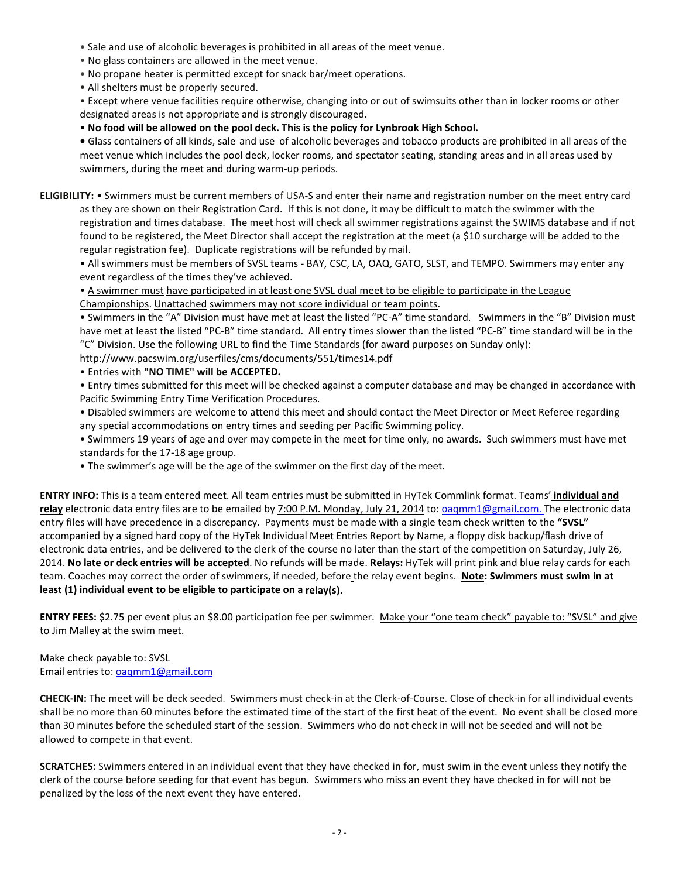- Sale and use of alcoholic beverages is prohibited in all areas of the meet venue.
- No glass containers are allowed in the meet venue.
- No propane heater is permitted except for snack bar/meet operations.
- All shelters must be properly secured.
- Except where venue facilities require otherwise, changing into or out of swimsuits other than in locker rooms or other designated areas is not appropriate and is strongly discouraged.
- **No food will be allowed on the pool deck. This is the policy for Lynbrook High School.**
- Glass containers of all kinds, sale and use of alcoholic beverages and tobacco products are prohibited in all areas of the meet venue which includes the pool deck, locker rooms, and spectator seating, standing areas and in all areas used by swimmers, during the meet and during warm-up periods.

**ELIGIBILITY:** • Swimmers must be current members of USA-S and enter their name and registration number on the meet entry card as they are shown on their Registration Card. If this is not done, it may be difficult to match the swimmer with the registration and times database. The meet host will check all swimmer registrations against the SWIMS database and if not found to be registered, the Meet Director shall accept the registration at the meet (a $10 surcharge will be added to the regular registration fee). Duplicate registrations will be refunded by mail.

- All swimmers must be members of SVSL teams - BAY, CSC, LA, OAQ, GATO, SLST, and TEMPO. Swimmers may enter any event regardless of the times they've achieved.
- A swimmer must have participated in at least one SVSL dual meet to be eligible to participate in the League Championships. Unattached swimmers may not score individual or team points.
- Swimmers in the "A" Division must have met at least the listed "PC-A" time standard. Swimmers in the "B" Division must have met at least the listed "PC-B" time standard. All entry times slower than the listed "PC-B" time standard will be in the "C" Division. Use the following URL to find the Time Standards (for award purposes on Sunday only): http://www.pacswim.org/userfiles/cms/documents/551/times14.pdf
- Entries with **"NO TIME" will be ACCEPTED.**
- Entry times submitted for this meet will be checked against a computer database and may be changed in accordance with Pacific Swimming Entry Time Verification Procedures.
- Disabled swimmers are welcome to attend this meet and should contact the Meet Director or Meet Referee regarding any special accommodations on entry times and seeding per Pacific Swimming policy.
- Swimmers 19 years of age and over may compete in the meet for time only, no awards. Such swimmers must have met standards for the 17-18 age group.
- The swimmer's age will be the age of the swimmer on the first day of the meet.

**ENTRY INFO:** This is a team entered meet. All team entries must be submitted in HyTek Commlink format. Teams' **individual and relay** electronic data entry files are to be emailed by 7:00 P.M. Monday, July 21, 2014 to: oaqmm1@gmail.com. The electronic data entry files will have precedence in a discrepancy. Payments must be made with a single team check written to the **"SVSL"** accompanied by a signed hard copy of the HyTek Individual Meet Entries Report by Name, a floppy disk backup/flash drive of electronic data entries, and be delivered to the clerk of the course no later than the start of the competition on Saturday, July 26, 2014. **No late or deck entries will be accepted**. No refunds will be made. **Relays:** HyTek will print pink and blue relay cards for each team. Coaches may correct the order of swimmers, if needed, before the relay event begins. **Note: Swimmers must swim in at least (1) individual event to be eligible to participate on a relay(s).**

**ENTRY FEES:** $2.75 per event plus an $8.00 participation fee per swimmer. Make your "one team check" payable to: "SVSL" and give to Jim Malley at the swim meet.

Make check payable to: SVSL
Email entries to: oaqmm1@gmail.com

**CHECK-IN:** The meet will be deck seeded. Swimmers must check-in at the Clerk-of-Course. Close of check-in for all individual events shall be no more than 60 minutes before the estimated time of the start of the first heat of the event. No event shall be closed more than 30 minutes before the scheduled start of the session. Swimmers who do not check in will not be seeded and will not be allowed to compete in that event.

**SCRATCHES:** Swimmers entered in an individual event that they have checked in for, must swim in the event unless they notify the clerk of the course before seeding for that event has begun. Swimmers who miss an event they have checked in for will not be penalized by the loss of the next event they have entered.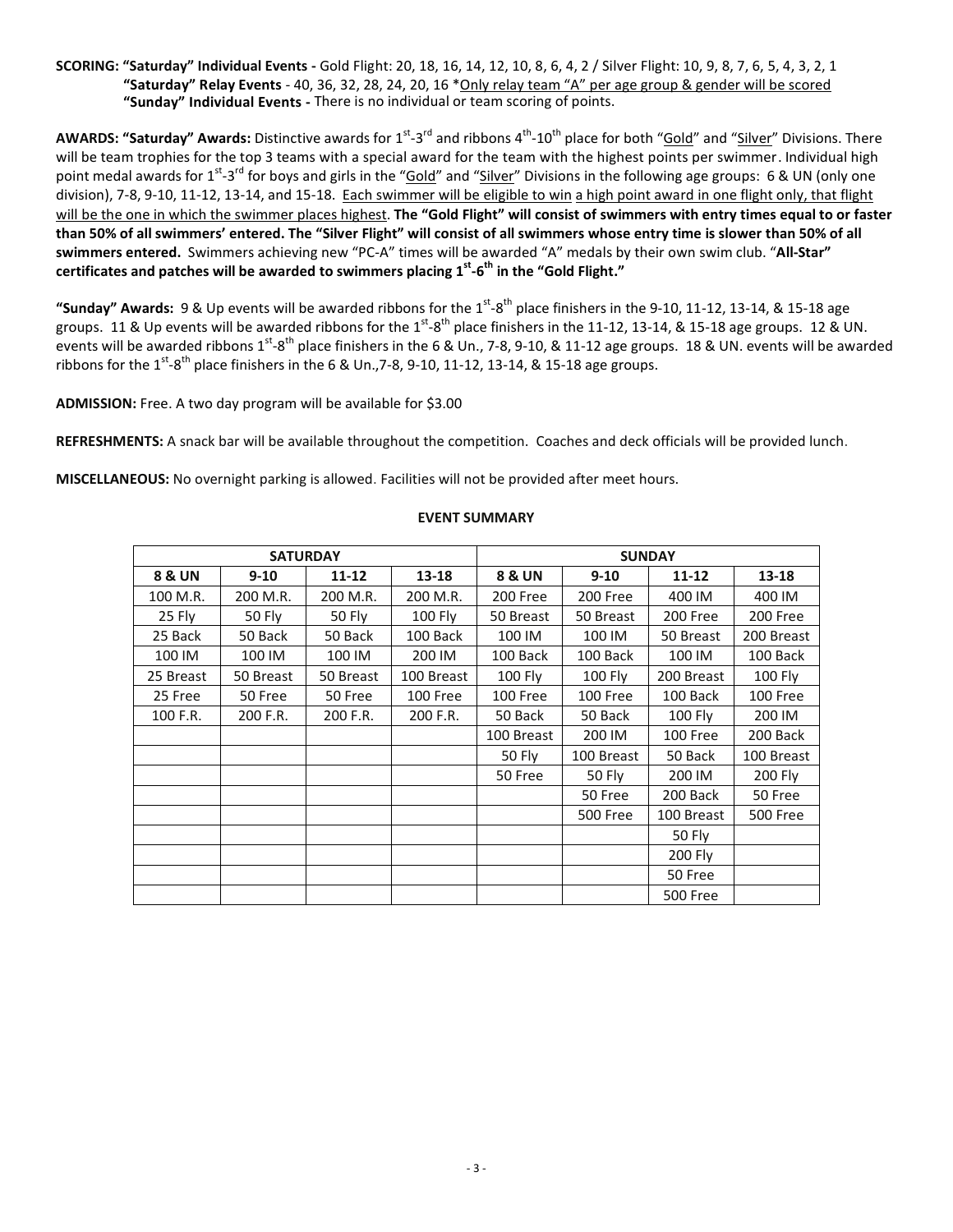**SCORING: "Saturday" Individual Events -** Gold Flight: 20, 18, 16, 14, 12, 10, 8, 6, 4, 2 / Silver Flight: 10, 9, 8, 7, 6, 5, 4, 3, 2, 1
**"Saturday" Relay Events** - 40, 36, 32, 28, 24, 20, 16 *<u>Only relay team "A" per age group & gender will be scored</u>
**"Sunday" Individual Events -** There is no individual or team scoring of points.

**AWARDS: "Saturday" Awards:** Distinctive awards for 1st-3rd and ribbons 4th-10th place for both "<u>Gold</u>" and "<u>Silver</u>" Divisions. There will be team trophies for the top 3 teams with a special award for the team with the highest points per swimmer. Individual high point medal awards for 1st-3rd for boys and girls in the "<u>Gold</u>" and "<u>Silver</u>" Divisions in the following age groups: 6 & UN (only one division), 7-8, 9-10, 11-12, 13-14, and 15-18. <u>Each swimmer will be eligible to win</u> <u>a high point award in one flight only, that flight will be the one in which the swimmer places highest</u>. **The "Gold Flight" will consist of swimmers with entry times equal to or faster than 50% of all swimmers' entered. The "Silver Flight" will consist of all swimmers whose entry time is slower than 50% of all swimmers entered.** Swimmers achieving new "PC-A" times will be awarded "A" medals by their own swim club. "**All-Star" certificates and patches will be awarded to swimmers placing 1st-6th in the "Gold Flight."**

**"Sunday" Awards:** 9 & Up events will be awarded ribbons for the 1st-8th place finishers in the 9-10, 11-12, 13-14, & 15-18 age groups. 11 & Up events will be awarded ribbons for the 1st-8th place finishers in the 11-12, 13-14, & 15-18 age groups. 12 & UN. events will be awarded ribbons 1st-8th place finishers in the 6 & Un., 7-8, 9-10, & 11-12 age groups. 18 & UN. events will be awarded ribbons for the 1st-8th place finishers in the 6 & Un.,7-8, 9-10, 11-12, 13-14, & 15-18 age groups.

**ADMISSION:** Free. A two day program will be available for $3.00

**REFRESHMENTS:** A snack bar will be available throughout the competition. Coaches and deck officials will be provided lunch.

**MISCELLANEOUS:** No overnight parking is allowed. Facilities will not be provided after meet hours.

**EVENT SUMMARY**

| SATURDAY | | | | SUNDAY | | | |
|---|---|---|---|---|---|---|---|
| **8 & UN** | **9-10** | **11-12** | **13-18** | **8 & UN** | **9-10** | **11-12** | **13-18** |
| 100 M.R. | 200 M.R. | 200 M.R. | 200 M.R. | 200 Free | 200 Free | 400 IM | 400 IM |
| 25 Fly | 50 Fly | 50 Fly | 100 Fly | 50 Breast | 50 Breast | 200 Free | 200 Free |
| 25 Back | 50 Back | 50 Back | 100 Back | 100 IM | 100 IM | 50 Breast | 200 Breast |
| 100 IM | 100 IM | 100 IM | 200 IM | 100 Back | 100 Back | 100 IM | 100 Back |
| 25 Breast | 50 Breast | 50 Breast | 100 Breast | 100 Fly | 100 Fly | 200 Breast | 100 Fly |
| 25 Free | 50 Free | 50 Free | 100 Free | 100 Free | 100 Free | 100 Back | 100 Free |
| 100 F.R. | 200 F.R. | 200 F.R. | 200 F.R. | 50 Back | 50 Back | 100 Fly | 200 IM |
| | | | | 100 Breast | 200 IM | 100 Free | 200 Back |
| | | | | 50 Fly | 100 Breast | 50 Back | 100 Breast |
| | | | | 50 Free | 50 Fly | 200 IM | 200 Fly |
| | | | | | 50 Free | 200 Back | 50 Free |
| | | | | | 500 Free | 100 Breast | 500 Free |
| | | | | | | 50 Fly | |
| | | | | | | 200 Fly | |
| | | | | | | 50 Free | |
| | | | | | | 500 Free | |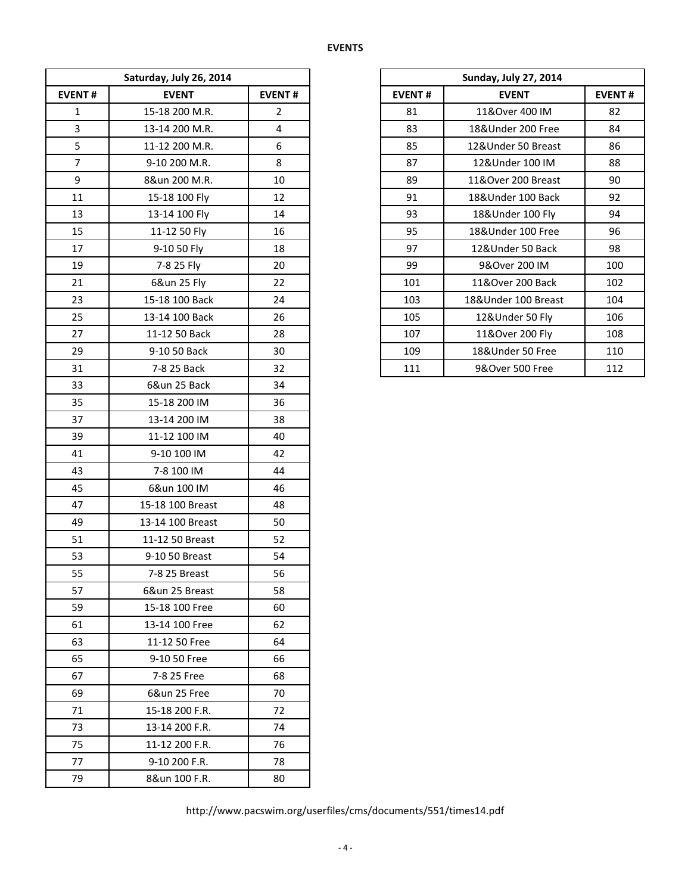**EVENTS**

| Saturday, July 26, 2014 | | |
|---|---|---|
| **EVENT #** | **EVENT** | **EVENT #** |
| 1 | 15-18 200 M.R. | 2 |
| 3 | 13-14 200 M.R. | 4 |
| 5 | 11-12 200 M.R. | 6 |
| 7 | 9-10 200 M.R. | 8 |
| 9 | 8&un 200 M.R. | 10 |
| 11 | 15-18 100 Fly | 12 |
| 13 | 13-14 100 Fly | 14 |
| 15 | 11-12 50 Fly | 16 |
| 17 | 9-10 50 Fly | 18 |
| 19 | 7-8 25 Fly | 20 |
| 21 | 6&un 25 Fly | 22 |
| 23 | 15-18 100 Back | 24 |
| 25 | 13-14 100 Back | 26 |
| 27 | 11-12 50 Back | 28 |
| 29 | 9-10 50 Back | 30 |
| 31 | 7-8 25 Back | 32 |
| 33 | 6&un 25 Back | 34 |
| 35 | 15-18 200 IM | 36 |
| 37 | 13-14 200 IM | 38 |
| 39 | 11-12 100 IM | 40 |
| 41 | 9-10 100 IM | 42 |
| 43 | 7-8 100 IM | 44 |
| 45 | 6&un 100 IM | 46 |
| 47 | 15-18 100 Breast | 48 |
| 49 | 13-14 100 Breast | 50 |
| 51 | 11-12 50 Breast | 52 |
| 53 | 9-10 50 Breast | 54 |
| 55 | 7-8 25 Breast | 56 |
| 57 | 6&un 25 Breast | 58 |
| 59 | 15-18 100 Free | 60 |
| 61 | 13-14 100 Free | 62 |
| 63 | 11-12 50 Free | 64 |
| 65 | 9-10 50 Free | 66 |
| 67 | 7-8 25 Free | 68 |
| 69 | 6&un 25 Free | 70 |
| 71 | 15-18 200 F.R. | 72 |
| 73 | 13-14 200 F.R. | 74 |
| 75 | 11-12 200 F.R. | 76 |
| 77 | 9-10 200 F.R. | 78 |
| 79 | 8&un 100 F.R. | 80 |

| Sunday, July 27, 2014 | | |
|---|---|---|
| **EVENT #** | **EVENT** | **EVENT #** |
| 81 | 11&Over 400 IM | 82 |
| 83 | 18&Under 200 Free | 84 |
| 85 | 12&Under 50 Breast | 86 |
| 87 | 12&Under 100 IM | 88 |
| 89 | 11&Over 200 Breast | 90 |
| 91 | 18&Under 100 Back | 92 |
| 93 | 18&Under 100 Fly | 94 |
| 95 | 18&Under 100 Free | 96 |
| 97 | 12&Under 50 Back | 98 |
| 99 | 9&Over 200 IM | 100 |
| 101 | 11&Over 200 Back | 102 |
| 103 | 18&Under 100 Breast | 104 |
| 105 | 12&Under 50 Fly | 106 |
| 107 | 11&Over 200 Fly | 108 |
| 109 | 18&Under 50 Free | 110 |
| 111 | 9&Over 500 Free | 112 |

http://www.pacswim.org/userfiles/cms/documents/551/times14.pdf